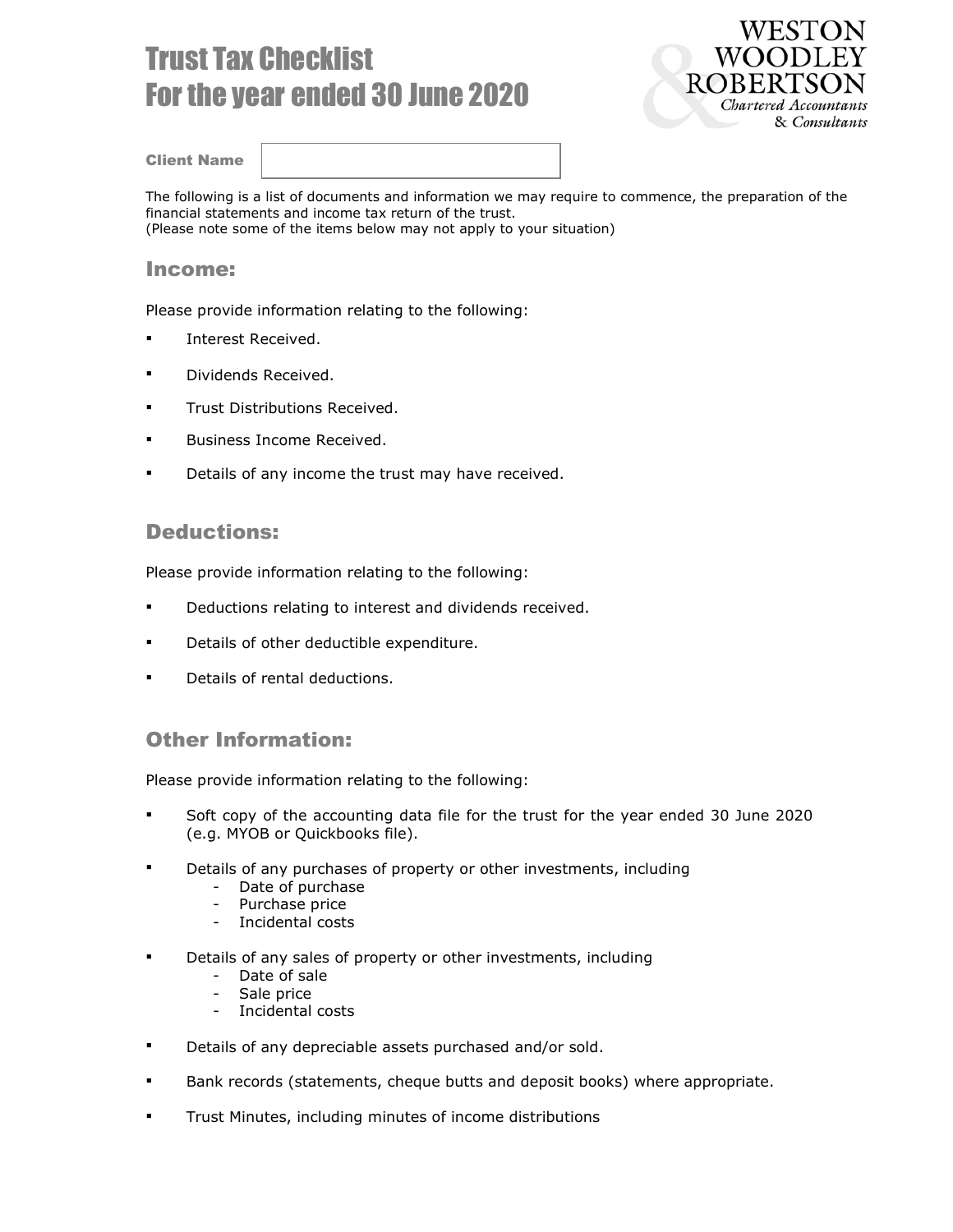# Trust Tax Checklist
# For the year ended 30 June 2020

WESTON
WOODLEY
ROBERTSON
*Chartered Accountants*
*& Consultants*

**Client Name**

The following is a list of documents and information we may require to commence, the preparation of the financial statements and income tax return of the trust.
(Please note some of the items below may not apply to your situation)

## Income:

Please provide information relating to the following:

- Interest Received.
- Dividends Received.
- Trust Distributions Received.
- Business Income Received.
- Details of any income the trust may have received.

## Deductions:

Please provide information relating to the following:

- Deductions relating to interest and dividends received.
- Details of other deductible expenditure.
- Details of rental deductions.

## Other Information:

Please provide information relating to the following:

- Soft copy of the accounting data file for the trust for the year ended 30 June 2020 (e.g. MYOB or Quickbooks file).
- Details of any purchases of property or other investments, including
  - Date of purchase
  - Purchase price
  - Incidental costs
- Details of any sales of property or other investments, including
  - Date of sale
  - Sale price
  - Incidental costs
- Details of any depreciable assets purchased and/or sold.
- Bank records (statements, cheque butts and deposit books) where appropriate.
- Trust Minutes, including minutes of income distributions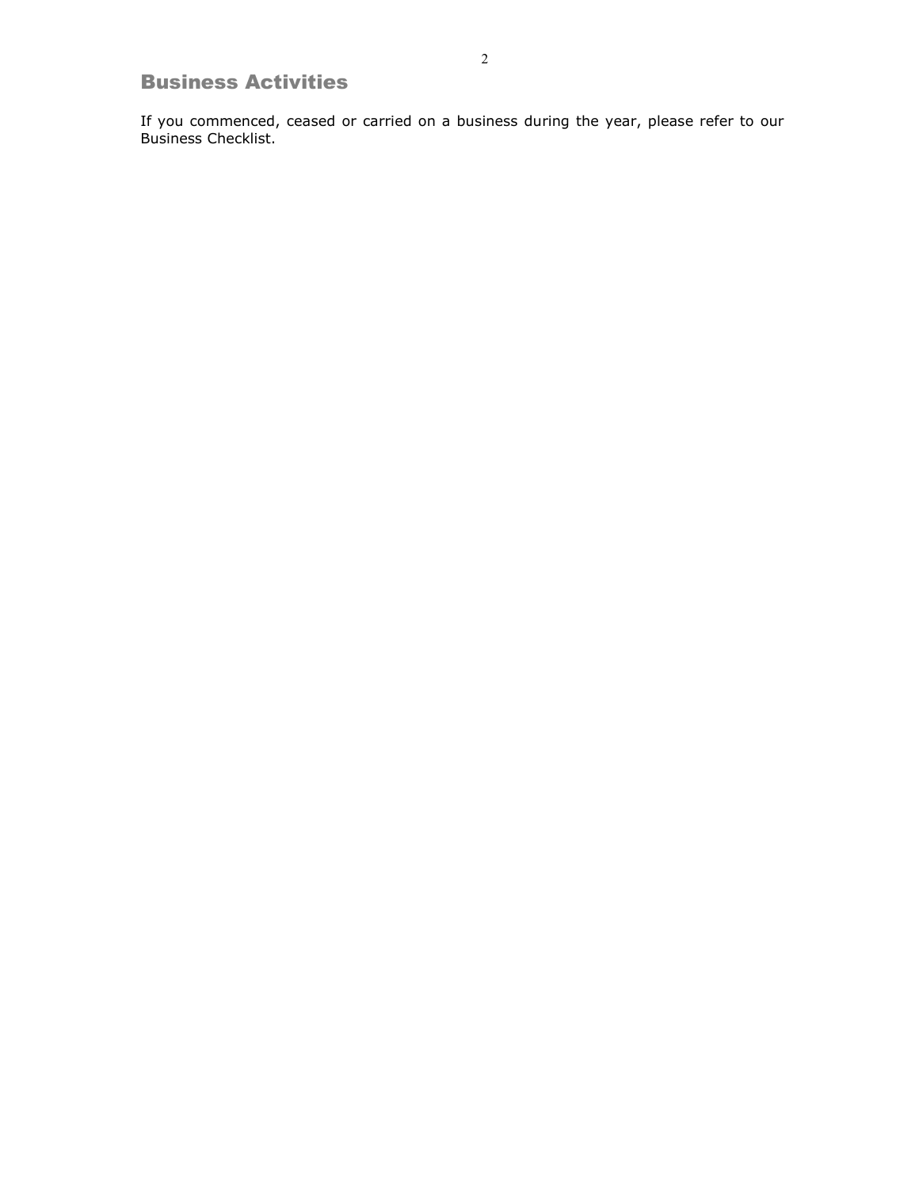## Business Activities

If you commenced, ceased or carried on a business during the year, please refer to our Business Checklist.